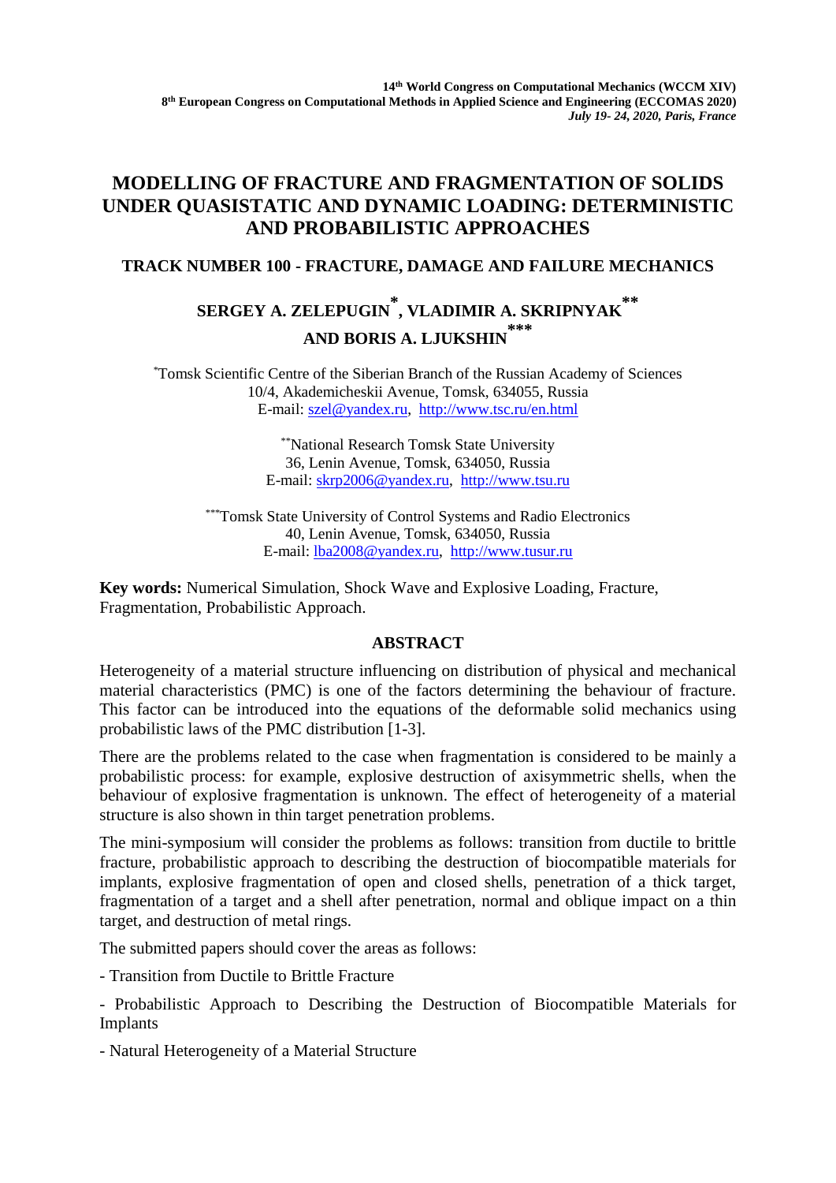14th World Congress on Computational Mechanics (WCCM XIV)
8th European Congress on Computational Methods in Applied Science and Engineering (ECCOMAS 2020)
*July 19- 24, 2020, Paris, France*

# MODELLING OF FRACTURE AND FRAGMENTATION OF SOLIDS UNDER QUASISTATIC AND DYNAMIC LOADING: DETERMINISTIC AND PROBABILISTIC APPROACHES

## TRACK NUMBER 100 - FRACTURE, DAMAGE AND FAILURE MECHANICS

**SERGEY A. ZELEPUGIN*, VLADIMIR A. SKRIPNYAK** AND BORIS A. LJUKSHIN*****

*Tomsk Scientific Centre of the Siberian Branch of the Russian Academy of Sciences
10/4, Akademicheskii Avenue, Tomsk, 634055, Russia
E-mail: szel@yandex.ru, http://www.tsc.ru/en.html

**National Research Tomsk State University
36, Lenin Avenue, Tomsk, 634050, Russia
E-mail: skrp2006@yandex.ru, http://www.tsu.ru

***Tomsk State University of Control Systems and Radio Electronics
40, Lenin Avenue, Tomsk, 634050, Russia
E-mail: lba2008@yandex.ru, http://www.tusur.ru

**Key words:** Numerical Simulation, Shock Wave and Explosive Loading, Fracture, Fragmentation, Probabilistic Approach.

## ABSTRACT

Heterogeneity of a material structure influencing on distribution of physical and mechanical material characteristics (PMC) is one of the factors determining the behaviour of fracture. This factor can be introduced into the equations of the deformable solid mechanics using probabilistic laws of the PMC distribution [1-3].

There are the problems related to the case when fragmentation is considered to be mainly a probabilistic process: for example, explosive destruction of axisymmetric shells, when the behaviour of explosive fragmentation is unknown. The effect of heterogeneity of a material structure is also shown in thin target penetration problems.

The mini-symposium will consider the problems as follows: transition from ductile to brittle fracture, probabilistic approach to describing the destruction of biocompatible materials for implants, explosive fragmentation of open and closed shells, penetration of a thick target, fragmentation of a target and a shell after penetration, normal and oblique impact on a thin target, and destruction of metal rings.

The submitted papers should cover the areas as follows:

- Transition from Ductile to Brittle Fracture

- Probabilistic Approach to Describing the Destruction of Biocompatible Materials for Implants

- Natural Heterogeneity of a Material Structure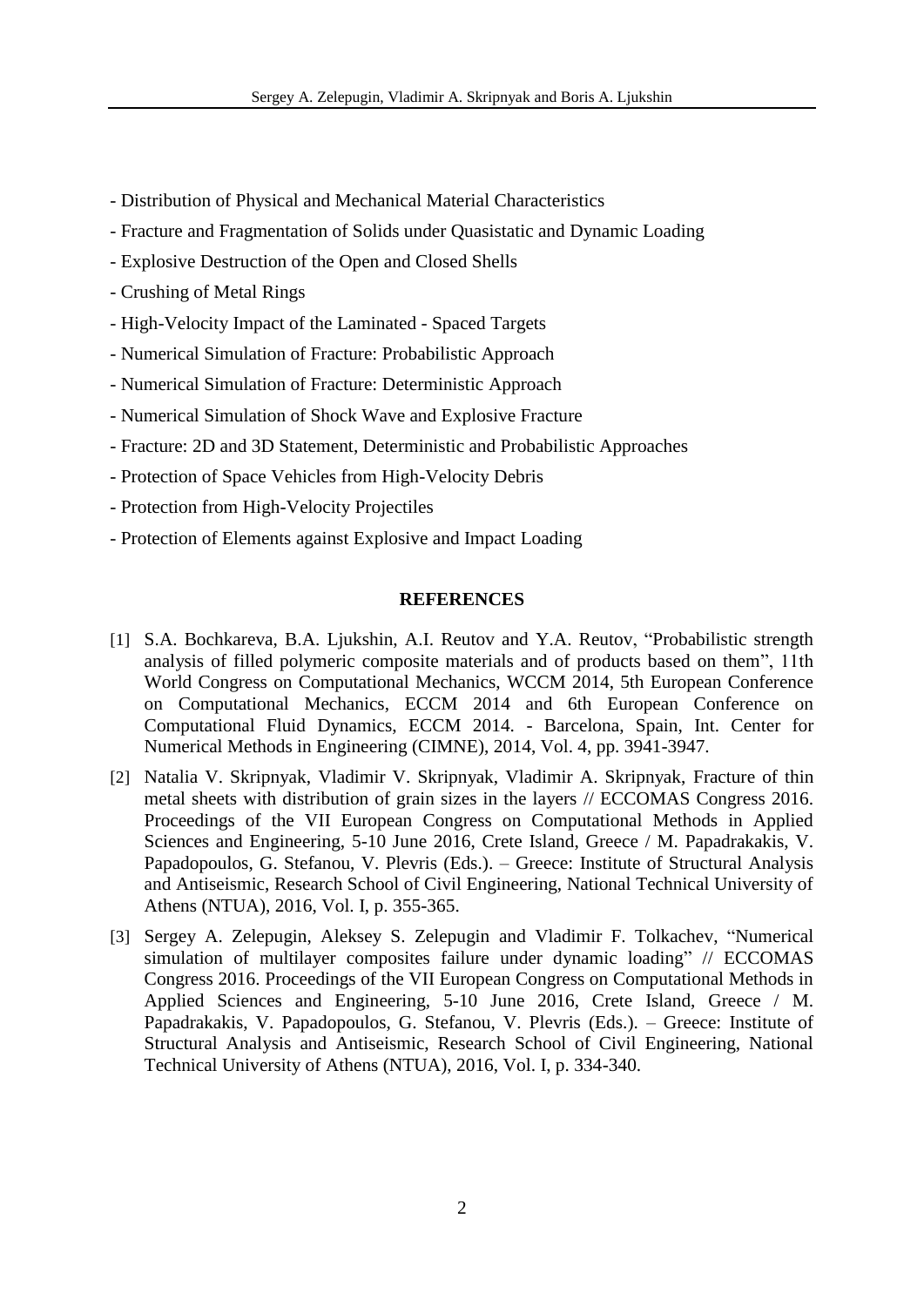- Distribution of Physical and Mechanical Material Characteristics
- Fracture and Fragmentation of Solids under Quasistatic and Dynamic Loading
- Explosive Destruction of the Open and Closed Shells
- Crushing of Metal Rings
- High-Velocity Impact of the Laminated - Spaced Targets
- Numerical Simulation of Fracture: Probabilistic Approach
- Numerical Simulation of Fracture: Deterministic Approach
- Numerical Simulation of Shock Wave and Explosive Fracture
- Fracture: 2D and 3D Statement, Deterministic and Probabilistic Approaches
- Protection of Space Vehicles from High-Velocity Debris
- Protection from High-Velocity Projectiles
- Protection of Elements against Explosive and Impact Loading

## REFERENCES

[1] S.A. Bochkareva, B.A. Ljukshin, A.I. Reutov and Y.A. Reutov, "Probabilistic strength analysis of filled polymeric composite materials and of products based on them", 11th World Congress on Computational Mechanics, WCCM 2014, 5th European Conference on Computational Mechanics, ECCM 2014 and 6th European Conference on Computational Fluid Dynamics, ECCM 2014. - Barcelona, Spain, Int. Center for Numerical Methods in Engineering (CIMNE), 2014, Vol. 4, pp. 3941-3947.

[2] Natalia V. Skripnyak, Vladimir V. Skripnyak, Vladimir A. Skripnyak, Fracture of thin metal sheets with distribution of grain sizes in the layers // ECCOMAS Congress 2016. Proceedings of the VII European Congress on Computational Methods in Applied Sciences and Engineering, 5-10 June 2016, Crete Island, Greece / M. Papadrakakis, V. Papadopoulos, G. Stefanou, V. Plevris (Eds.). – Greece: Institute of Structural Analysis and Antiseismic, Research School of Civil Engineering, National Technical University of Athens (NTUA), 2016, Vol. I, p. 355-365.

[3] Sergey A. Zelepugin, Aleksey S. Zelepugin and Vladimir F. Tolkachev, "Numerical simulation of multilayer composites failure under dynamic loading" // ECCOMAS Congress 2016. Proceedings of the VII European Congress on Computational Methods in Applied Sciences and Engineering, 5-10 June 2016, Crete Island, Greece / M. Papadrakakis, V. Papadopoulos, G. Stefanou, V. Plevris (Eds.). – Greece: Institute of Structural Analysis and Antiseismic, Research School of Civil Engineering, National Technical University of Athens (NTUA), 2016, Vol. I, p. 334-340.